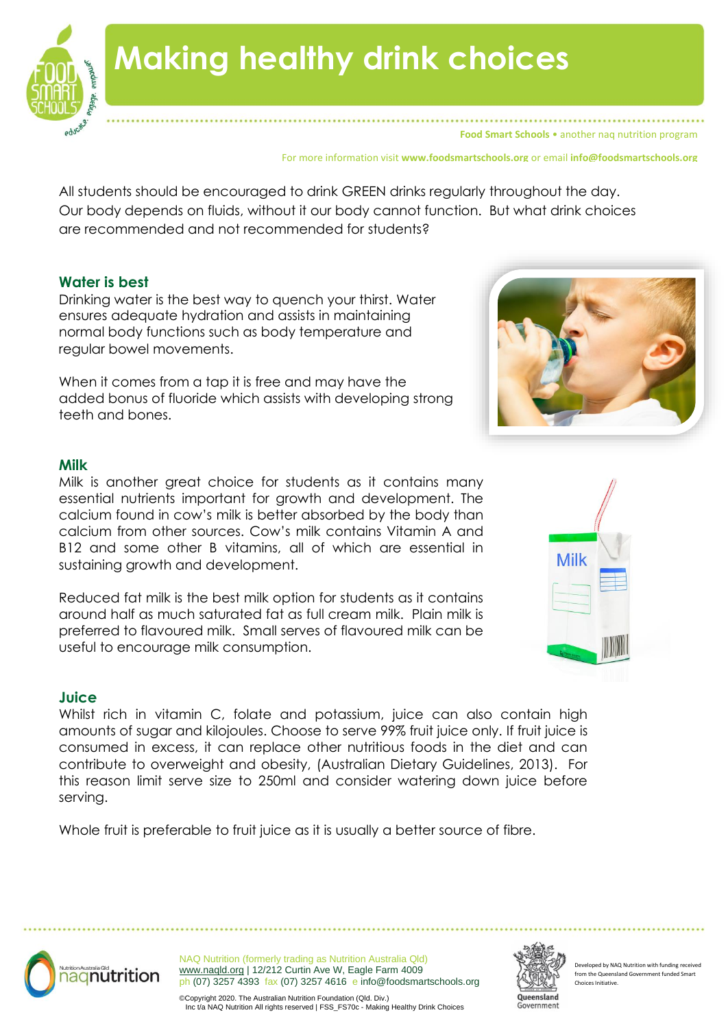# Making healthy drink choices

Food Smart Schools • another naq nutrition program

For more information visit **www.foodsmartschools.org** or email **info@foodsmartschools.org**

All students should be encouraged to drink GREEN drinks regularly throughout the day. Our body depends on fluids, without it our body cannot function. But what drink choices are recommended and not recommended for students?

## Water is best

Drinking water is the best way to quench your thirst. Water ensures adequate hydration and assists in maintaining normal body functions such as body temperature and regular bowel movements.

When it comes from a tap it is free and may have the added bonus of fluoride which assists with developing strong teeth and bones.

## Milk

Milk is another great choice for students as it contains many essential nutrients important for growth and development. The calcium found in cow's milk is better absorbed by the body than calcium from other sources. Cow's milk contains Vitamin A and B12 and some other B vitamins, all of which are essential in sustaining growth and development.

Reduced fat milk is the best milk option for students as it contains around half as much saturated fat as full cream milk. Plain milk is preferred to flavoured milk. Small serves of flavoured milk can be useful to encourage milk consumption.

## Juice

Whilst rich in vitamin C, folate and potassium, juice can also contain high amounts of sugar and kilojoules. Choose to serve 99% fruit juice only. If fruit juice is consumed in excess, it can replace other nutritious foods in the diet and can contribute to overweight and obesity, (Australian Dietary Guidelines, 2013). For this reason limit serve size to 250ml and consider watering down juice before serving.

Whole fruit is preferable to fruit juice as it is usually a better source of fibre.

NAQ Nutrition (formerly trading as Nutrition Australia Qld)
www.naqld.org | 12/212 Curtin Ave W, Eagle Farm 4009
ph (07) 3257 4393 fax (07) 3257 4616 e info@foodsmartschools.org

©Copyright 2020. The Australian Nutrition Foundation (Qld. Div.)
Inc t/a NAQ Nutrition All rights reserved | FSS_FS70c - Making Healthy Drink Choices

Developed by NAQ Nutrition with funding received from the Queensland Government funded Smart Choices Initiative.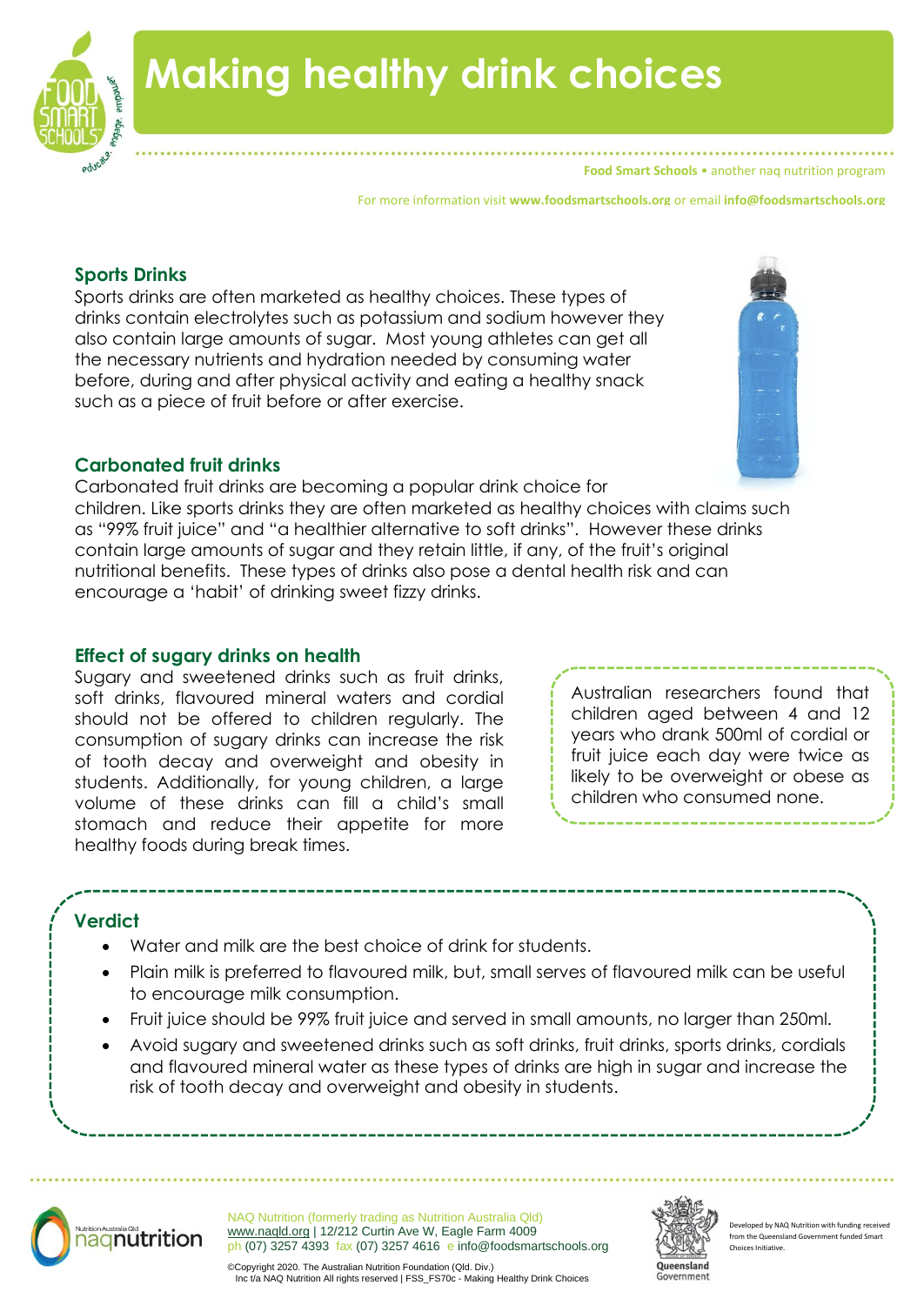# Making healthy drink choices

**Food Smart Schools** • another naq nutrition program

For more information visit **www.foodsmartschools.org** or email **info@foodsmartschools.org**

### Sports Drinks

Sports drinks are often marketed as healthy choices. These types of drinks contain electrolytes such as potassium and sodium however they also contain large amounts of sugar. Most young athletes can get all the necessary nutrients and hydration needed by consuming water before, during and after physical activity and eating a healthy snack such as a piece of fruit before or after exercise.

### Carbonated fruit drinks

Carbonated fruit drinks are becoming a popular drink choice for children. Like sports drinks they are often marketed as healthy choices with claims such as "99% fruit juice" and "a healthier alternative to soft drinks". However these drinks contain large amounts of sugar and they retain little, if any, of the fruit's original nutritional benefits. These types of drinks also pose a dental health risk and can encourage a 'habit' of drinking sweet fizzy drinks.

### Effect of sugary drinks on health

Sugary and sweetened drinks such as fruit drinks, soft drinks, flavoured mineral waters and cordial should not be offered to children regularly. The consumption of sugary drinks can increase the risk of tooth decay and overweight and obesity in students. Additionally, for young children, a large volume of these drinks can fill a child's small stomach and reduce their appetite for more healthy foods during break times.

Australian researchers found that children aged between 4 and 12 years who drank 500ml of cordial or fruit juice each day were twice as likely to be overweight or obese as children who consumed none.

### Verdict

- Water and milk are the best choice of drink for students.
- Plain milk is preferred to flavoured milk, but, small serves of flavoured milk can be useful to encourage milk consumption.
- Fruit juice should be 99% fruit juice and served in small amounts, no larger than 250ml.
- Avoid sugary and sweetened drinks such as soft drinks, fruit drinks, sports drinks, cordials and flavoured mineral water as these types of drinks are high in sugar and increase the risk of tooth decay and overweight and obesity in students.

NAQ Nutrition (formerly trading as Nutrition Australia Qld)
www.naqld.org | 12/212 Curtin Ave W, Eagle Farm 4009
ph (07) 3257 4393 fax (07) 3257 4616 e info@foodsmartschools.org

©Copyright 2020. The Australian Nutrition Foundation (Qld. Div.) Inc t/a NAQ Nutrition All rights reserved | FSS_FS70c - Making Healthy Drink Choices

Developed by NAQ Nutrition with funding received from the Queensland Government funded Smart Choices Initiative.